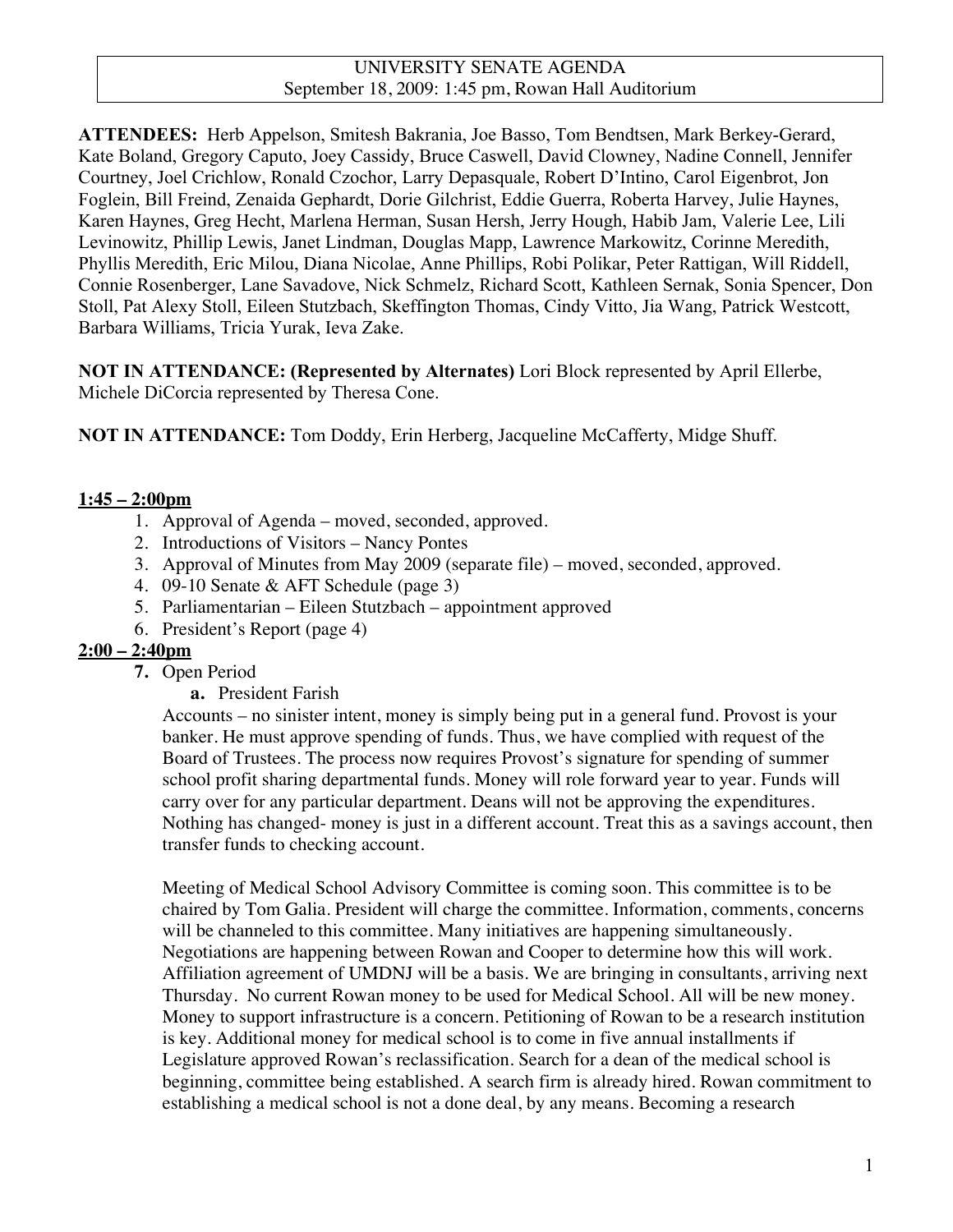UNIVERSITY SENATE AGENDA
September 18, 2009: 1:45 pm, Rowan Hall Auditorium

**ATTENDEES:** Herb Appelson, Smitesh Bakrania, Joe Basso, Tom Bendtsen, Mark Berkey-Gerard, Kate Boland, Gregory Caputo, Joey Cassidy, Bruce Caswell, David Clowney, Nadine Connell, Jennifer Courtney, Joel Crichlow, Ronald Czochor, Larry Depasquale, Robert D'Intino, Carol Eigenbrot, Jon Foglein, Bill Freind, Zenaida Gephardt, Dorie Gilchrist, Eddie Guerra, Roberta Harvey, Julie Haynes, Karen Haynes, Greg Hecht, Marlena Herman, Susan Hersh, Jerry Hough, Habib Jam, Valerie Lee, Lili Levinowitz, Phillip Lewis, Janet Lindman, Douglas Mapp, Lawrence Markowitz, Corinne Meredith, Phyllis Meredith, Eric Milou, Diana Nicolae, Anne Phillips, Robi Polikar, Peter Rattigan, Will Riddell, Connie Rosenberger, Lane Savadove, Nick Schmelz, Richard Scott, Kathleen Sernak, Sonia Spencer, Don Stoll, Pat Alexy Stoll, Eileen Stutzbach, Skeffington Thomas, Cindy Vitto, Jia Wang, Patrick Westcott, Barbara Williams, Tricia Yurak, Ieva Zake.

**NOT IN ATTENDANCE: (Represented by Alternates)** Lori Block represented by April Ellerbe, Michele DiCorcia represented by Theresa Cone.

**NOT IN ATTENDANCE:** Tom Doddy, Erin Herberg, Jacqueline McCafferty, Midge Shuff.

**1:45 – 2:00pm**

1. Approval of Agenda – moved, seconded, approved.
2. Introductions of Visitors – Nancy Pontes
3. Approval of Minutes from May 2009 (separate file) – moved, seconded, approved.
4. 09-10 Senate & AFT Schedule (page 3)
5. Parliamentarian – Eileen Stutzbach – appointment approved
6. President's Report (page 4)

**2:00 – 2:40pm**

7. Open Period
   a. President Farish

Accounts – no sinister intent, money is simply being put in a general fund. Provost is your banker. He must approve spending of funds. Thus, we have complied with request of the Board of Trustees. The process now requires Provost's signature for spending of summer school profit sharing departmental funds. Money will role forward year to year. Funds will carry over for any particular department. Deans will not be approving the expenditures. Nothing has changed- money is just in a different account. Treat this as a savings account, then transfer funds to checking account.

Meeting of Medical School Advisory Committee is coming soon. This committee is to be chaired by Tom Galia. President will charge the committee. Information, comments, concerns will be channeled to this committee. Many initiatives are happening simultaneously. Negotiations are happening between Rowan and Cooper to determine how this will work. Affiliation agreement of UMDNJ will be a basis. We are bringing in consultants, arriving next Thursday. No current Rowan money to be used for Medical School. All will be new money. Money to support infrastructure is a concern. Petitioning of Rowan to be a research institution is key. Additional money for medical school is to come in five annual installments if Legislature approved Rowan's reclassification. Search for a dean of the medical school is beginning, committee being established. A search firm is already hired. Rowan commitment to establishing a medical school is not a done deal, by any means. Becoming a research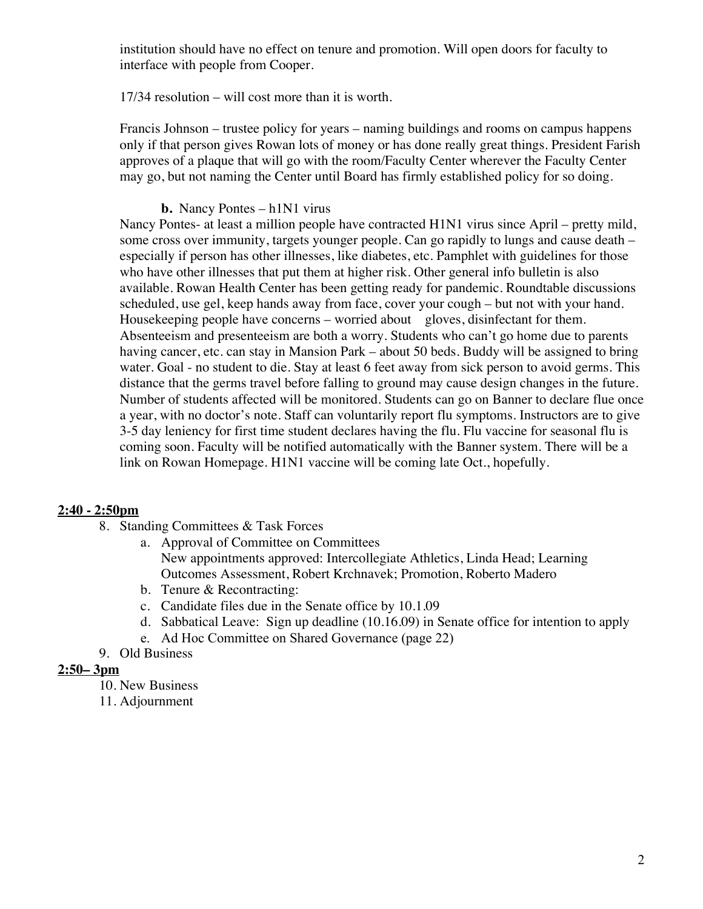institution should have no effect on tenure and promotion. Will open doors for faculty to interface with people from Cooper.

17/34 resolution – will cost more than it is worth.

Francis Johnson – trustee policy for years – naming buildings and rooms on campus happens only if that person gives Rowan lots of money or has done really great things. President Farish approves of a plaque that will go with the room/Faculty Center wherever the Faculty Center may go, but not naming the Center until Board has firmly established policy for so doing.

**b.** Nancy Pontes – h1N1 virus

Nancy Pontes- at least a million people have contracted H1N1 virus since April – pretty mild, some cross over immunity, targets younger people. Can go rapidly to lungs and cause death – especially if person has other illnesses, like diabetes, etc. Pamphlet with guidelines for those who have other illnesses that put them at higher risk. Other general info bulletin is also available. Rowan Health Center has been getting ready for pandemic. Roundtable discussions scheduled, use gel, keep hands away from face, cover your cough – but not with your hand. Housekeeping people have concerns – worried about gloves, disinfectant for them. Absenteeism and presenteeism are both a worry. Students who can't go home due to parents having cancer, etc. can stay in Mansion Park – about 50 beds. Buddy will be assigned to bring water. Goal - no student to die. Stay at least 6 feet away from sick person to avoid germs. This distance that the germs travel before falling to ground may cause design changes in the future. Number of students affected will be monitored. Students can go on Banner to declare flue once a year, with no doctor's note. Staff can voluntarily report flu symptoms. Instructors are to give 3-5 day leniency for first time student declares having the flu. Flu vaccine for seasonal flu is coming soon. Faculty will be notified automatically with the Banner system. There will be a link on Rowan Homepage. H1N1 vaccine will be coming late Oct., hopefully.

**2:40 - 2:50pm**

8. Standing Committees & Task Forces
   a. Approval of Committee on Committees
      New appointments approved: Intercollegiate Athletics, Linda Head; Learning Outcomes Assessment, Robert Krchnavek; Promotion, Roberto Madero
   b. Tenure & Recontracting:
   c. Candidate files due in the Senate office by 10.1.09
   d. Sabbatical Leave: Sign up deadline (10.16.09) in Senate office for intention to apply
   e. Ad Hoc Committee on Shared Governance (page 22)
9. Old Business

**2:50– 3pm**

10. New Business
11. Adjournment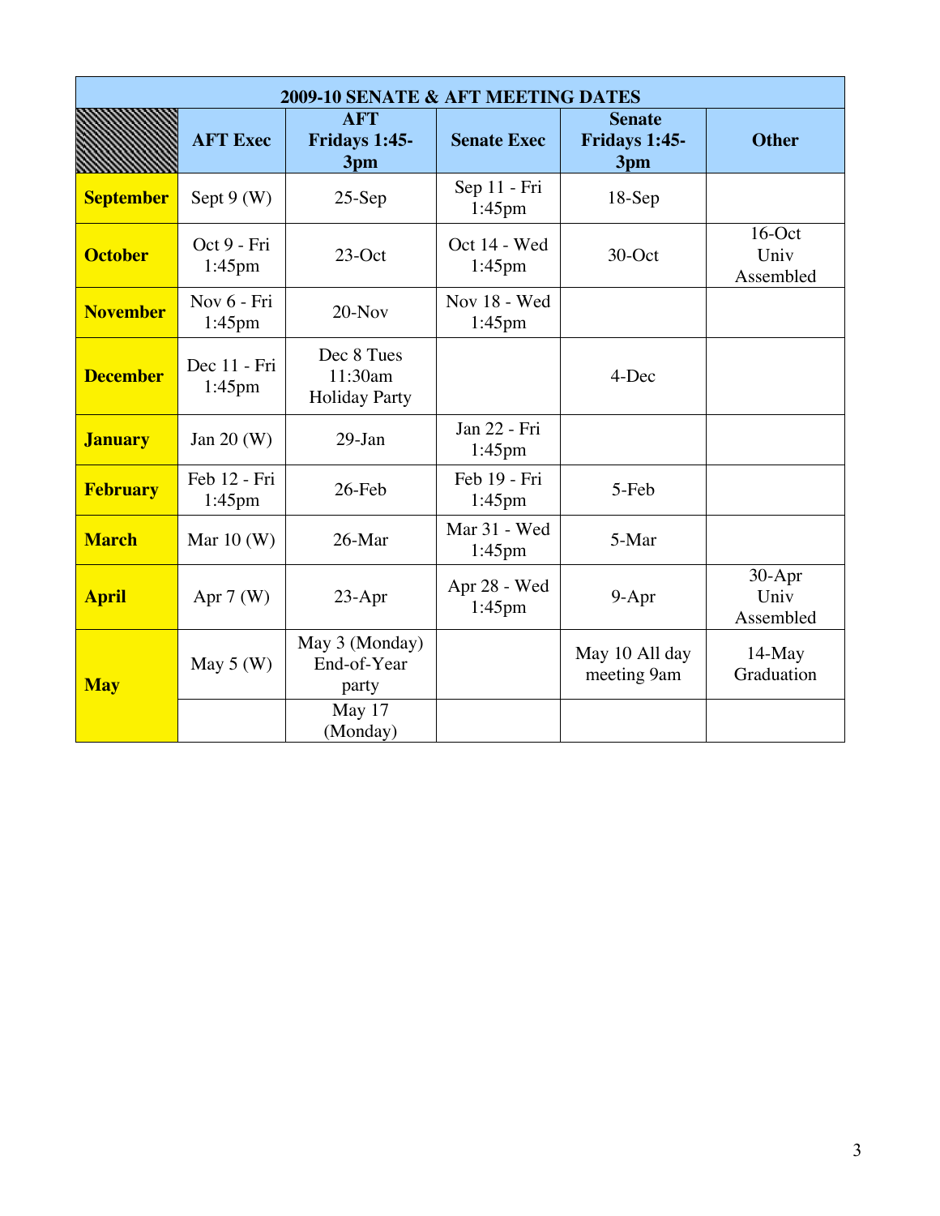| 2009-10 SENATE & AFT MEETING DATES | | | | | |
|---|---|---|---|---|---|
| | **AFT Exec** | **AFT Fridays 1:45-3pm** | **Senate Exec** | **Senate Fridays 1:45-3pm** | **Other** |
| **September** | Sept 9 (W) | 25-Sep | Sep 11 - Fri 1:45pm | 18-Sep | |
| **October** | Oct 9 - Fri 1:45pm | 23-Oct | Oct 14 - Wed 1:45pm | 30-Oct | 16-Oct Univ Assembled |
| **November** | Nov 6 - Fri 1:45pm | 20-Nov | Nov 18 - Wed 1:45pm | | |
| **December** | Dec 11 - Fri 1:45pm | Dec 8 Tues 11:30am Holiday Party | | 4-Dec | |
| **January** | Jan 20 (W) | 29-Jan | Jan 22 - Fri 1:45pm | | |
| **February** | Feb 12 - Fri 1:45pm | 26-Feb | Feb 19 - Fri 1:45pm | 5-Feb | |
| **March** | Mar 10 (W) | 26-Mar | Mar 31 - Wed 1:45pm | 5-Mar | |
| **April** | Apr 7 (W) | 23-Apr | Apr 28 - Wed 1:45pm | 9-Apr | 30-Apr Univ Assembled |
| **May** | May 5 (W) | May 3 (Monday) End-of-Year party | | May 10 All day meeting 9am | 14-May Graduation |
| | | May 17 (Monday) | | | |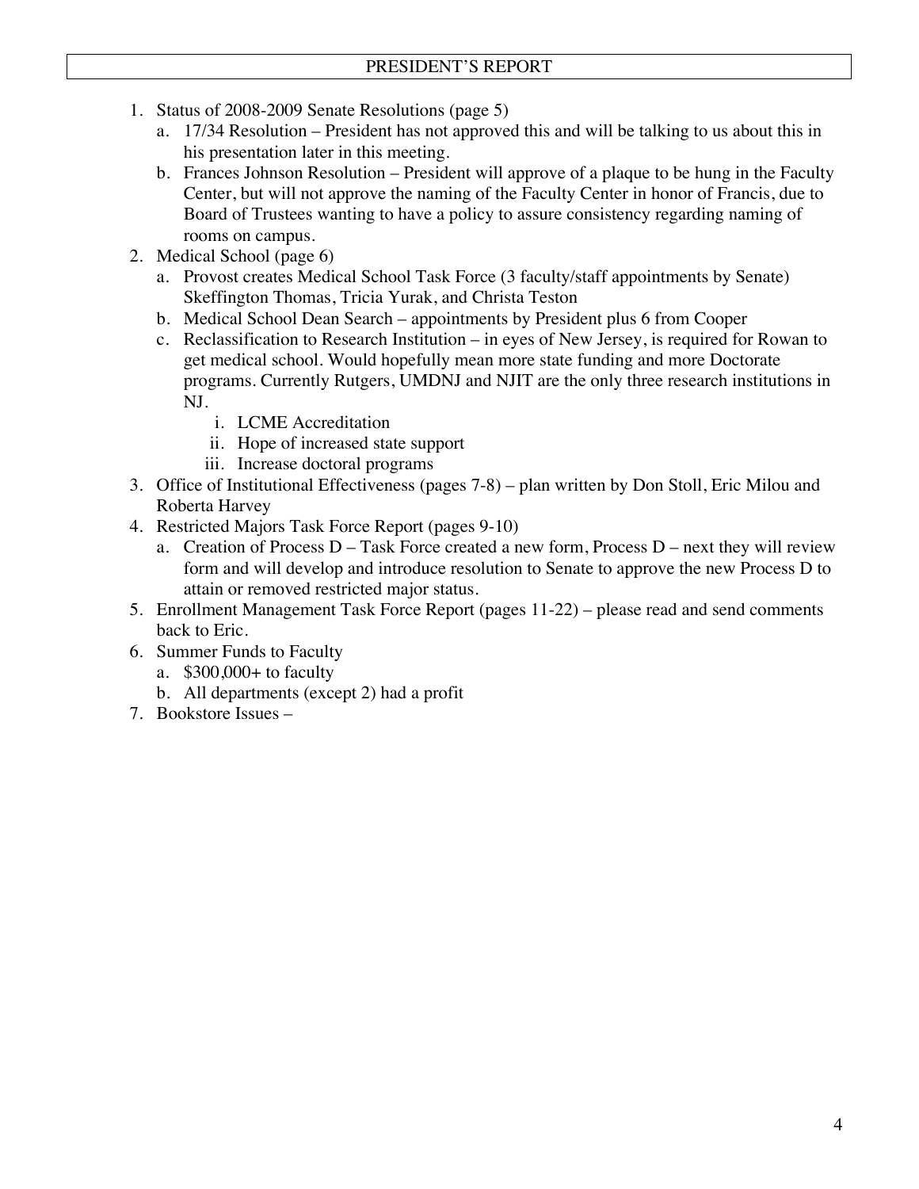## PRESIDENT'S REPORT

1. Status of 2008-2009 Senate Resolutions (page 5)
   a. 17/34 Resolution – President has not approved this and will be talking to us about this in his presentation later in this meeting.
   b. Frances Johnson Resolution – President will approve of a plaque to be hung in the Faculty Center, but will not approve the naming of the Faculty Center in honor of Francis, due to Board of Trustees wanting to have a policy to assure consistency regarding naming of rooms on campus.
2. Medical School (page 6)
   a. Provost creates Medical School Task Force (3 faculty/staff appointments by Senate) Skeffington Thomas, Tricia Yurak, and Christa Teston
   b. Medical School Dean Search – appointments by President plus 6 from Cooper
   c. Reclassification to Research Institution – in eyes of New Jersey, is required for Rowan to get medical school. Would hopefully mean more state funding and more Doctorate programs. Currently Rutgers, UMDNJ and NJIT are the only three research institutions in NJ.
      i. LCME Accreditation
      ii. Hope of increased state support
      iii. Increase doctoral programs
3. Office of Institutional Effectiveness (pages 7-8) – plan written by Don Stoll, Eric Milou and Roberta Harvey
4. Restricted Majors Task Force Report (pages 9-10)
   a. Creation of Process D – Task Force created a new form, Process D – next they will review form and will develop and introduce resolution to Senate to approve the new Process D to attain or removed restricted major status.
5. Enrollment Management Task Force Report (pages 11-22) – please read and send comments back to Eric.
6. Summer Funds to Faculty
   a. $300,000+ to faculty
   b. All departments (except 2) had a profit
7. Bookstore Issues –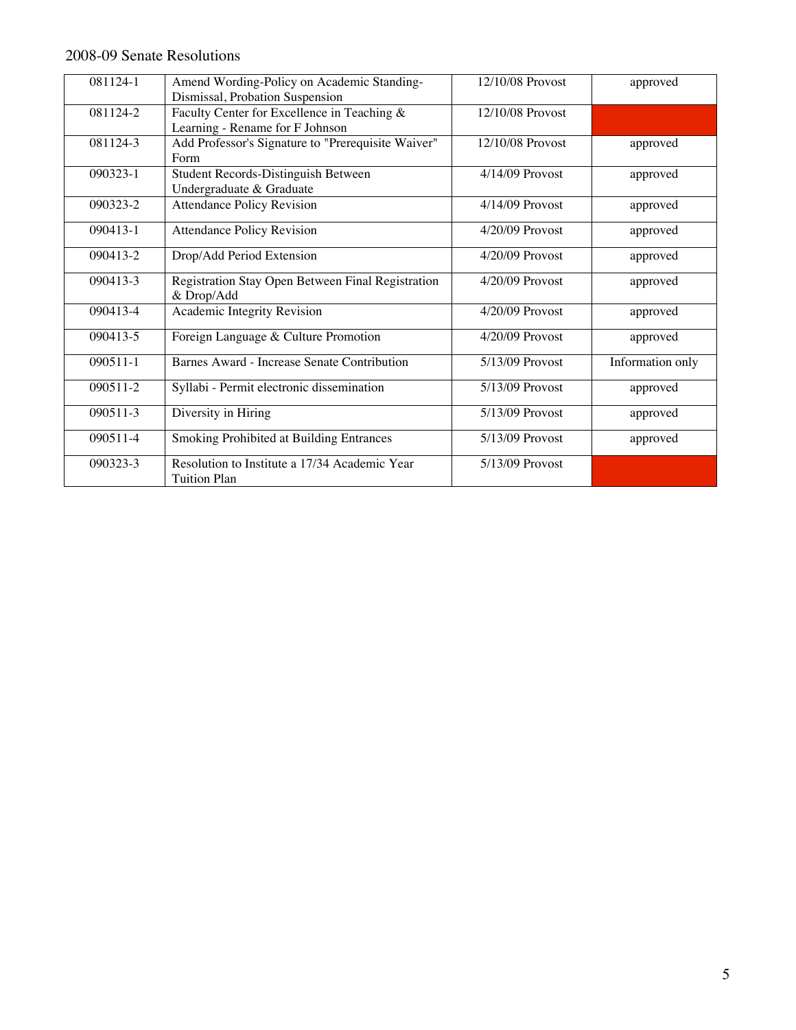2008-09 Senate Resolutions

| 081124-1 | Amend Wording-Policy on Academic Standing-Dismissal, Probation Suspension | 12/10/08 Provost | approved |
|---|---|---|---|
| 081124-2 | Faculty Center for Excellence in Teaching & Learning - Rename for F Johnson | 12/10/08 Provost | |
| 081124-3 | Add Professor's Signature to "Prerequisite Waiver" Form | 12/10/08 Provost | approved |
| 090323-1 | Student Records-Distinguish Between Undergraduate & Graduate | 4/14/09 Provost | approved |
| 090323-2 | Attendance Policy Revision | 4/14/09 Provost | approved |
| 090413-1 | Attendance Policy Revision | 4/20/09 Provost | approved |
| 090413-2 | Drop/Add Period Extension | 4/20/09 Provost | approved |
| 090413-3 | Registration Stay Open Between Final Registration & Drop/Add | 4/20/09 Provost | approved |
| 090413-4 | Academic Integrity Revision | 4/20/09 Provost | approved |
| 090413-5 | Foreign Language & Culture Promotion | 4/20/09 Provost | approved |
| 090511-1 | Barnes Award - Increase Senate Contribution | 5/13/09 Provost | Information only |
| 090511-2 | Syllabi - Permit electronic dissemination | 5/13/09 Provost | approved |
| 090511-3 | Diversity in Hiring | 5/13/09 Provost | approved |
| 090511-4 | Smoking Prohibited at Building Entrances | 5/13/09 Provost | approved |
| 090323-3 | Resolution to Institute a 17/34 Academic Year Tuition Plan | 5/13/09 Provost | |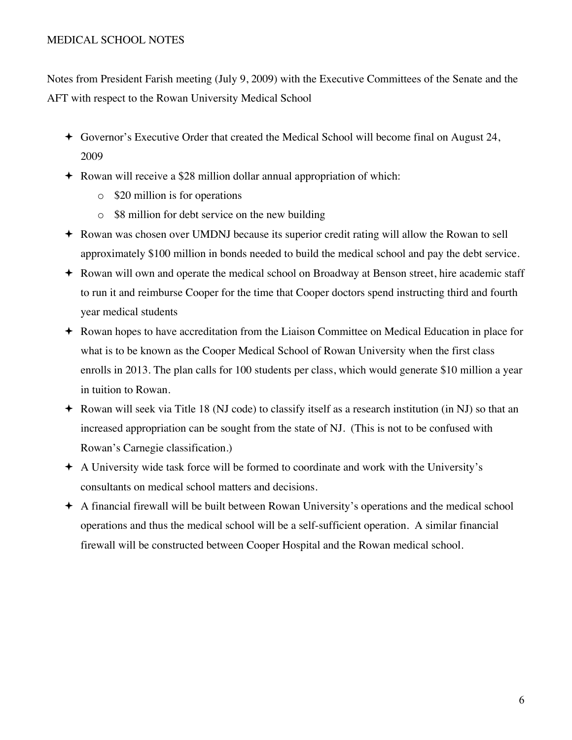MEDICAL SCHOOL NOTES

Notes from President Farish meeting (July 9, 2009) with the Executive Committees of the Senate and the AFT with respect to the Rowan University Medical School

- Governor's Executive Order that created the Medical School will become final on August 24, 2009
- Rowan will receive a $28 million dollar annual appropriation of which:
  - $20 million is for operations
  - $8 million for debt service on the new building
- Rowan was chosen over UMDNJ because its superior credit rating will allow the Rowan to sell approximately $100 million in bonds needed to build the medical school and pay the debt service.
- Rowan will own and operate the medical school on Broadway at Benson street, hire academic staff to run it and reimburse Cooper for the time that Cooper doctors spend instructing third and fourth year medical students
- Rowan hopes to have accreditation from the Liaison Committee on Medical Education in place for what is to be known as the Cooper Medical School of Rowan University when the first class enrolls in 2013. The plan calls for 100 students per class, which would generate $10 million a year in tuition to Rowan.
- Rowan will seek via Title 18 (NJ code) to classify itself as a research institution (in NJ) so that an increased appropriation can be sought from the state of NJ. (This is not to be confused with Rowan's Carnegie classification.)
- A University wide task force will be formed to coordinate and work with the University's consultants on medical school matters and decisions.
- A financial firewall will be built between Rowan University's operations and the medical school operations and thus the medical school will be a self-sufficient operation. A similar financial firewall will be constructed between Cooper Hospital and the Rowan medical school.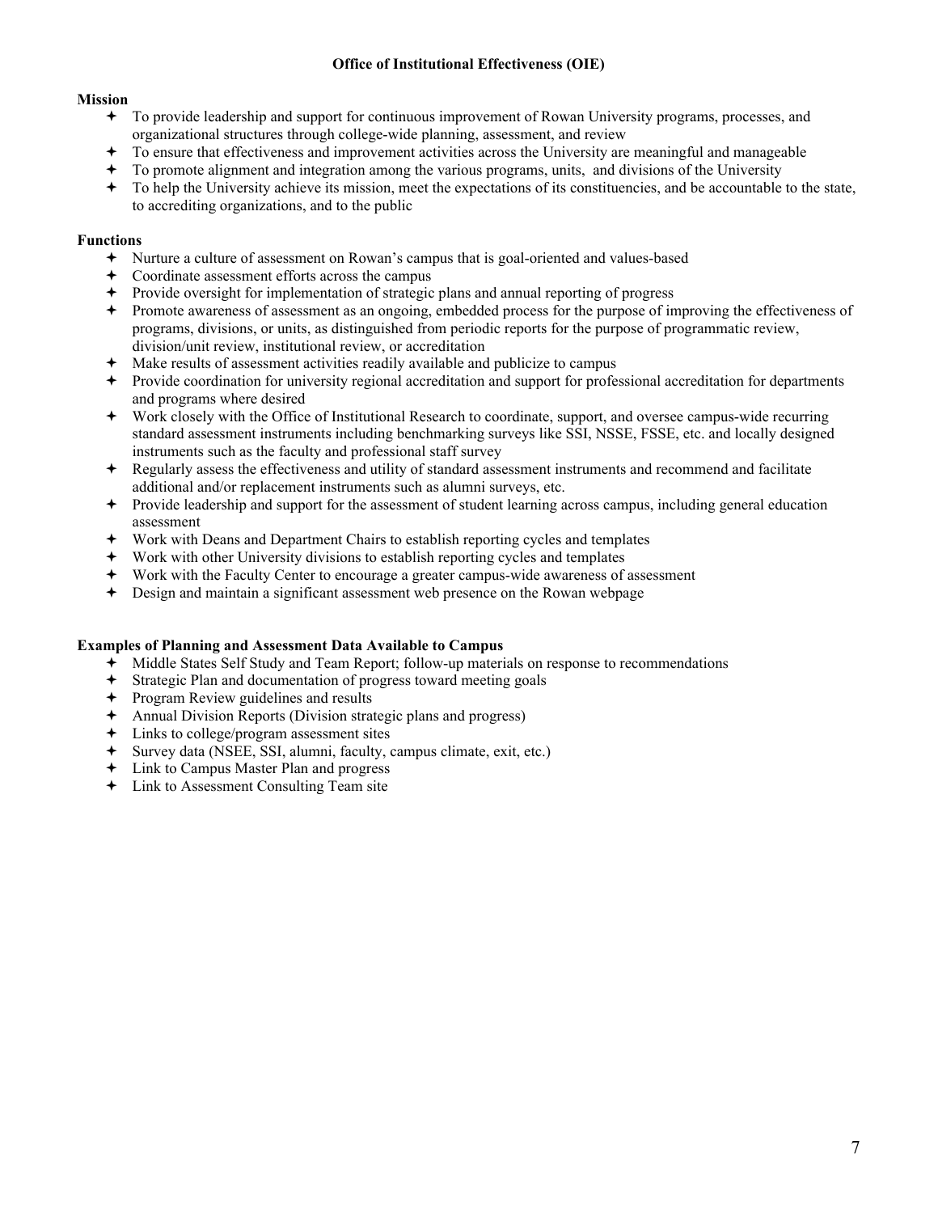## Office of Institutional Effectiveness (OIE)

**Mission**

- To provide leadership and support for continuous improvement of Rowan University programs, processes, and organizational structures through college-wide planning, assessment, and review
- To ensure that effectiveness and improvement activities across the University are meaningful and manageable
- To promote alignment and integration among the various programs, units, and divisions of the University
- To help the University achieve its mission, meet the expectations of its constituencies, and be accountable to the state, to accrediting organizations, and to the public

**Functions**

- Nurture a culture of assessment on Rowan's campus that is goal-oriented and values-based
- Coordinate assessment efforts across the campus
- Provide oversight for implementation of strategic plans and annual reporting of progress
- Promote awareness of assessment as an ongoing, embedded process for the purpose of improving the effectiveness of programs, divisions, or units, as distinguished from periodic reports for the purpose of programmatic review, division/unit review, institutional review, or accreditation
- Make results of assessment activities readily available and publicize to campus
- Provide coordination for university regional accreditation and support for professional accreditation for departments and programs where desired
- Work closely with the Office of Institutional Research to coordinate, support, and oversee campus-wide recurring standard assessment instruments including benchmarking surveys like SSI, NSSE, FSSE, etc. and locally designed instruments such as the faculty and professional staff survey
- Regularly assess the effectiveness and utility of standard assessment instruments and recommend and facilitate additional and/or replacement instruments such as alumni surveys, etc.
- Provide leadership and support for the assessment of student learning across campus, including general education assessment
- Work with Deans and Department Chairs to establish reporting cycles and templates
- Work with other University divisions to establish reporting cycles and templates
- Work with the Faculty Center to encourage a greater campus-wide awareness of assessment
- Design and maintain a significant assessment web presence on the Rowan webpage

**Examples of Planning and Assessment Data Available to Campus**

- Middle States Self Study and Team Report; follow-up materials on response to recommendations
- Strategic Plan and documentation of progress toward meeting goals
- Program Review guidelines and results
- Annual Division Reports (Division strategic plans and progress)
- Links to college/program assessment sites
- Survey data (NSEE, SSI, alumni, faculty, campus climate, exit, etc.)
- Link to Campus Master Plan and progress
- Link to Assessment Consulting Team site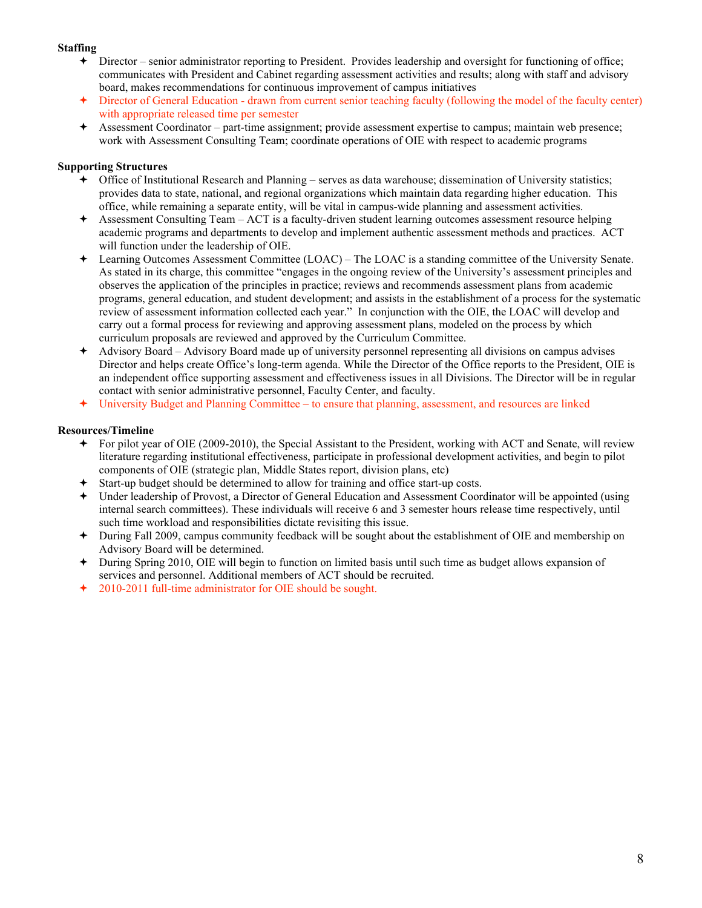**Staffing**

- Director – senior administrator reporting to President. Provides leadership and oversight for functioning of office; communicates with President and Cabinet regarding assessment activities and results; along with staff and advisory board, makes recommendations for continuous improvement of campus initiatives
- Director of General Education - drawn from current senior teaching faculty (following the model of the faculty center) with appropriate released time per semester
- Assessment Coordinator – part-time assignment; provide assessment expertise to campus; maintain web presence; work with Assessment Consulting Team; coordinate operations of OIE with respect to academic programs

**Supporting Structures**

- Office of Institutional Research and Planning – serves as data warehouse; dissemination of University statistics; provides data to state, national, and regional organizations which maintain data regarding higher education. This office, while remaining a separate entity, will be vital in campus-wide planning and assessment activities.
- Assessment Consulting Team – ACT is a faculty-driven student learning outcomes assessment resource helping academic programs and departments to develop and implement authentic assessment methods and practices. ACT will function under the leadership of OIE.
- Learning Outcomes Assessment Committee (LOAC) – The LOAC is a standing committee of the University Senate. As stated in its charge, this committee "engages in the ongoing review of the University's assessment principles and observes the application of the principles in practice; reviews and recommends assessment plans from academic programs, general education, and student development; and assists in the establishment of a process for the systematic review of assessment information collected each year." In conjunction with the OIE, the LOAC will develop and carry out a formal process for reviewing and approving assessment plans, modeled on the process by which curriculum proposals are reviewed and approved by the Curriculum Committee.
- Advisory Board – Advisory Board made up of university personnel representing all divisions on campus advises Director and helps create Office's long-term agenda. While the Director of the Office reports to the President, OIE is an independent office supporting assessment and effectiveness issues in all Divisions. The Director will be in regular contact with senior administrative personnel, Faculty Center, and faculty.
- University Budget and Planning Committee – to ensure that planning, assessment, and resources are linked

**Resources/Timeline**

- For pilot year of OIE (2009-2010), the Special Assistant to the President, working with ACT and Senate, will review literature regarding institutional effectiveness, participate in professional development activities, and begin to pilot components of OIE (strategic plan, Middle States report, division plans, etc)
- Start-up budget should be determined to allow for training and office start-up costs.
- Under leadership of Provost, a Director of General Education and Assessment Coordinator will be appointed (using internal search committees). These individuals will receive 6 and 3 semester hours release time respectively, until such time workload and responsibilities dictate revisiting this issue.
- During Fall 2009, campus community feedback will be sought about the establishment of OIE and membership on Advisory Board will be determined.
- During Spring 2010, OIE will begin to function on limited basis until such time as budget allows expansion of services and personnel. Additional members of ACT should be recruited.
- 2010-2011 full-time administrator for OIE should be sought.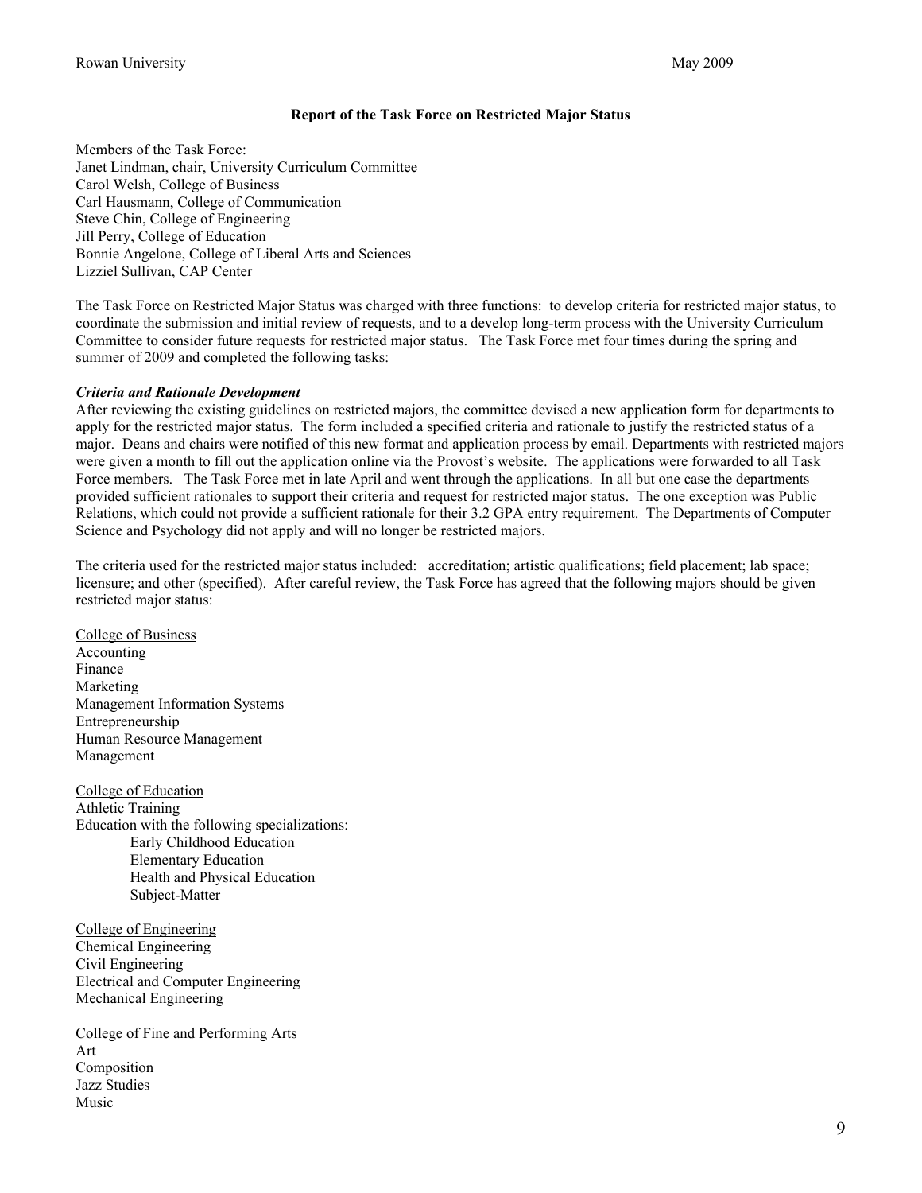**Report of the Task Force on Restricted Major Status**

Members of the Task Force:
Janet Lindman, chair, University Curriculum Committee
Carol Welsh, College of Business
Carl Hausmann, College of Communication
Steve Chin, College of Engineering
Jill Perry, College of Education
Bonnie Angelone, College of Liberal Arts and Sciences
Lizziel Sullivan, CAP Center

The Task Force on Restricted Major Status was charged with three functions: to develop criteria for restricted major status, to coordinate the submission and initial review of requests, and to a develop long-term process with the University Curriculum Committee to consider future requests for restricted major status. The Task Force met four times during the spring and summer of 2009 and completed the following tasks:

***Criteria and Rationale Development***

After reviewing the existing guidelines on restricted majors, the committee devised a new application form for departments to apply for the restricted major status. The form included a specified criteria and rationale to justify the restricted status of a major. Deans and chairs were notified of this new format and application process by email. Departments with restricted majors were given a month to fill out the application online via the Provost's website. The applications were forwarded to all Task Force members. The Task Force met in late April and went through the applications. In all but one case the departments provided sufficient rationales to support their criteria and request for restricted major status. The one exception was Public Relations, which could not provide a sufficient rationale for their 3.2 GPA entry requirement. The Departments of Computer Science and Psychology did not apply and will no longer be restricted majors.

The criteria used for the restricted major status included: accreditation; artistic qualifications; field placement; lab space; licensure; and other (specified). After careful review, the Task Force has agreed that the following majors should be given restricted major status:

<u>College of Business</u>
Accounting
Finance
Marketing
Management Information Systems
Entrepreneurship
Human Resource Management
Management

<u>College of Education</u>
Athletic Training
Education with the following specializations:

- Early Childhood Education
- Elementary Education
- Health and Physical Education
- Subject-Matter

<u>College of Engineering</u>
Chemical Engineering
Civil Engineering
Electrical and Computer Engineering
Mechanical Engineering

<u>College of Fine and Performing Arts</u>
Art
Composition
Jazz Studies
Music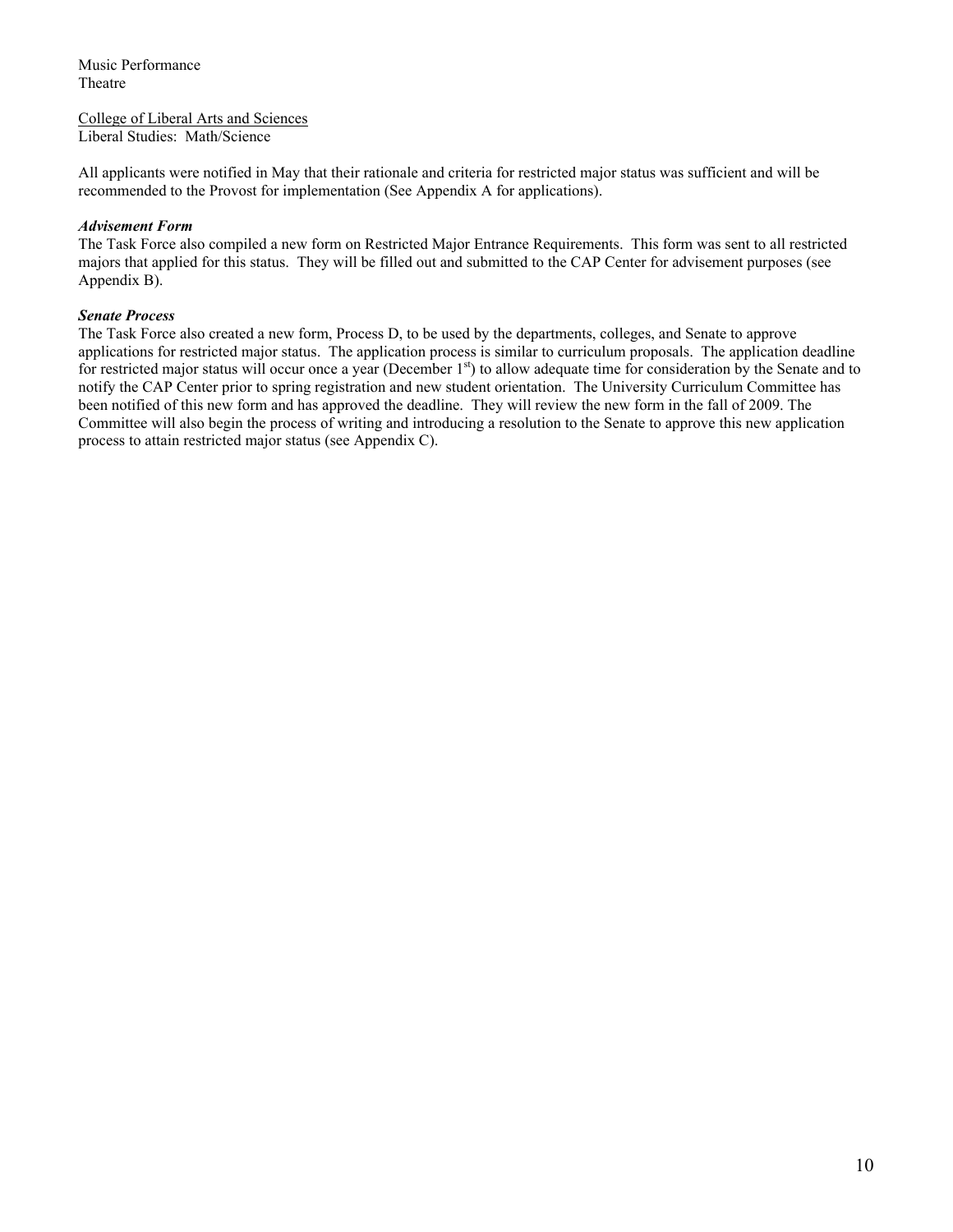Music Performance
Theatre

<u>College of Liberal Arts and Sciences</u>
Liberal Studies: Math/Science

All applicants were notified in May that their rationale and criteria for restricted major status was sufficient and will be recommended to the Provost for implementation (See Appendix A for applications).

***Advisement Form***

The Task Force also compiled a new form on Restricted Major Entrance Requirements. This form was sent to all restricted majors that applied for this status. They will be filled out and submitted to the CAP Center for advisement purposes (see Appendix B).

***Senate Process***

The Task Force also created a new form, Process D, to be used by the departments, colleges, and Senate to approve applications for restricted major status. The application process is similar to curriculum proposals. The application deadline for restricted major status will occur once a year (December 1st) to allow adequate time for consideration by the Senate and to notify the CAP Center prior to spring registration and new student orientation. The University Curriculum Committee has been notified of this new form and has approved the deadline. They will review the new form in the fall of 2009. The Committee will also begin the process of writing and introducing a resolution to the Senate to approve this new application process to attain restricted major status (see Appendix C).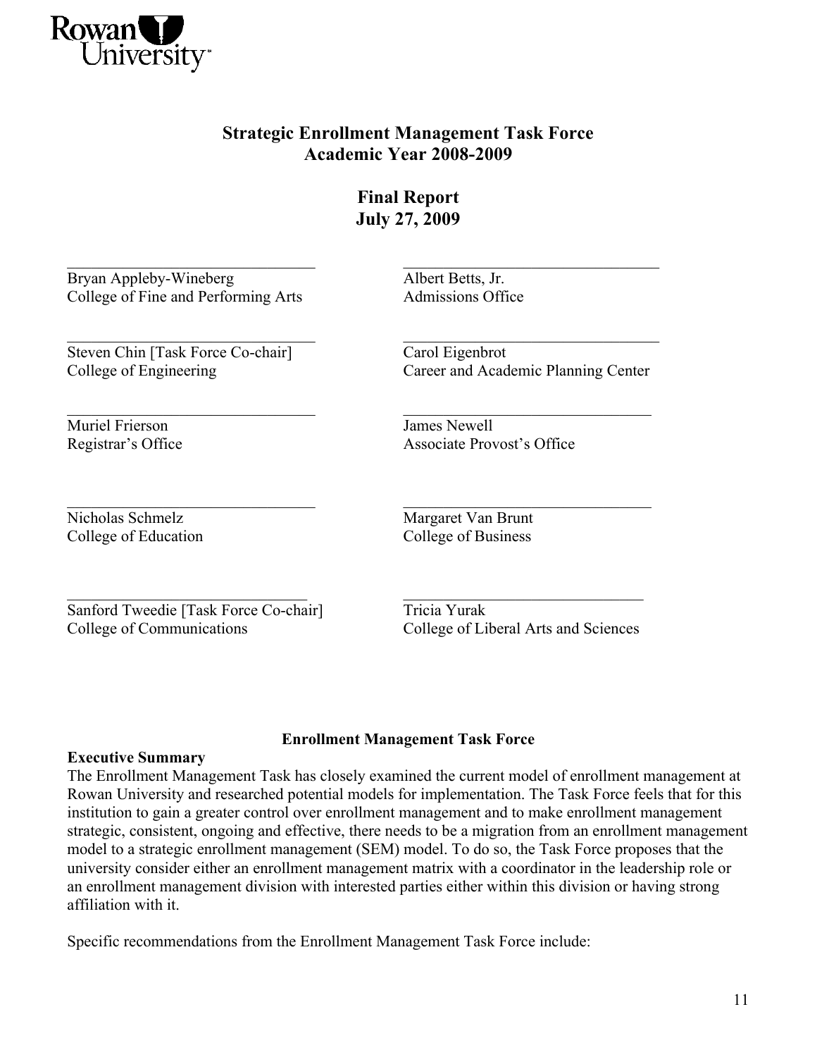Rowan University

## Strategic Enrollment Management Task Force
## Academic Year 2008-2009

## Final Report
## July 27, 2009

| | |
|---|---|
| Bryan Appleby-Wineberg<br>College of Fine and Performing Arts | Albert Betts, Jr.<br>Admissions Office |
| Steven Chin [Task Force Co-chair]<br>College of Engineering | Carol Eigenbrot<br>Career and Academic Planning Center |
| Muriel Frierson<br>Registrar's Office | James Newell<br>Associate Provost's Office |
| Nicholas Schmelz<br>College of Education | Margaret Van Brunt<br>College of Business |
| Sanford Tweedie [Task Force Co-chair]<br>College of Communications | Tricia Yurak<br>College of Liberal Arts and Sciences |

### Enrollment Management Task Force

**Executive Summary**

The Enrollment Management Task has closely examined the current model of enrollment management at Rowan University and researched potential models for implementation. The Task Force feels that for this institution to gain a greater control over enrollment management and to make enrollment management strategic, consistent, ongoing and effective, there needs to be a migration from an enrollment management model to a strategic enrollment management (SEM) model. To do so, the Task Force proposes that the university consider either an enrollment management matrix with a coordinator in the leadership role or an enrollment management division with interested parties either within this division or having strong affiliation with it.

Specific recommendations from the Enrollment Management Task Force include: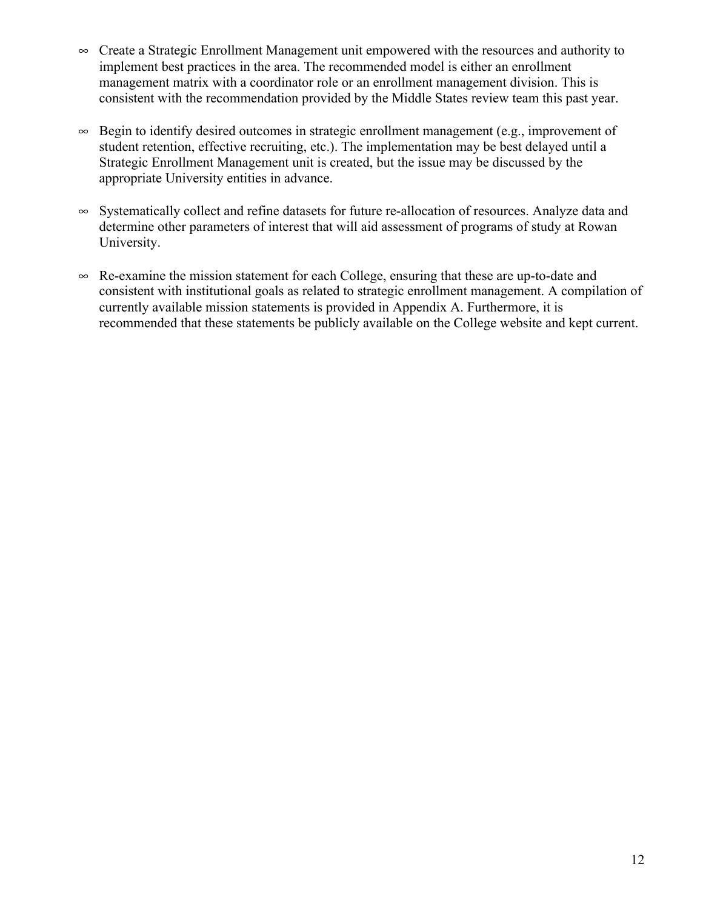- Create a Strategic Enrollment Management unit empowered with the resources and authority to implement best practices in the area. The recommended model is either an enrollment management matrix with a coordinator role or an enrollment management division. This is consistent with the recommendation provided by the Middle States review team this past year.

- Begin to identify desired outcomes in strategic enrollment management (e.g., improvement of student retention, effective recruiting, etc.). The implementation may be best delayed until a Strategic Enrollment Management unit is created, but the issue may be discussed by the appropriate University entities in advance.

- Systematically collect and refine datasets for future re-allocation of resources. Analyze data and determine other parameters of interest that will aid assessment of programs of study at Rowan University.

- Re-examine the mission statement for each College, ensuring that these are up-to-date and consistent with institutional goals as related to strategic enrollment management. A compilation of currently available mission statements is provided in Appendix A. Furthermore, it is recommended that these statements be publicly available on the College website and kept current.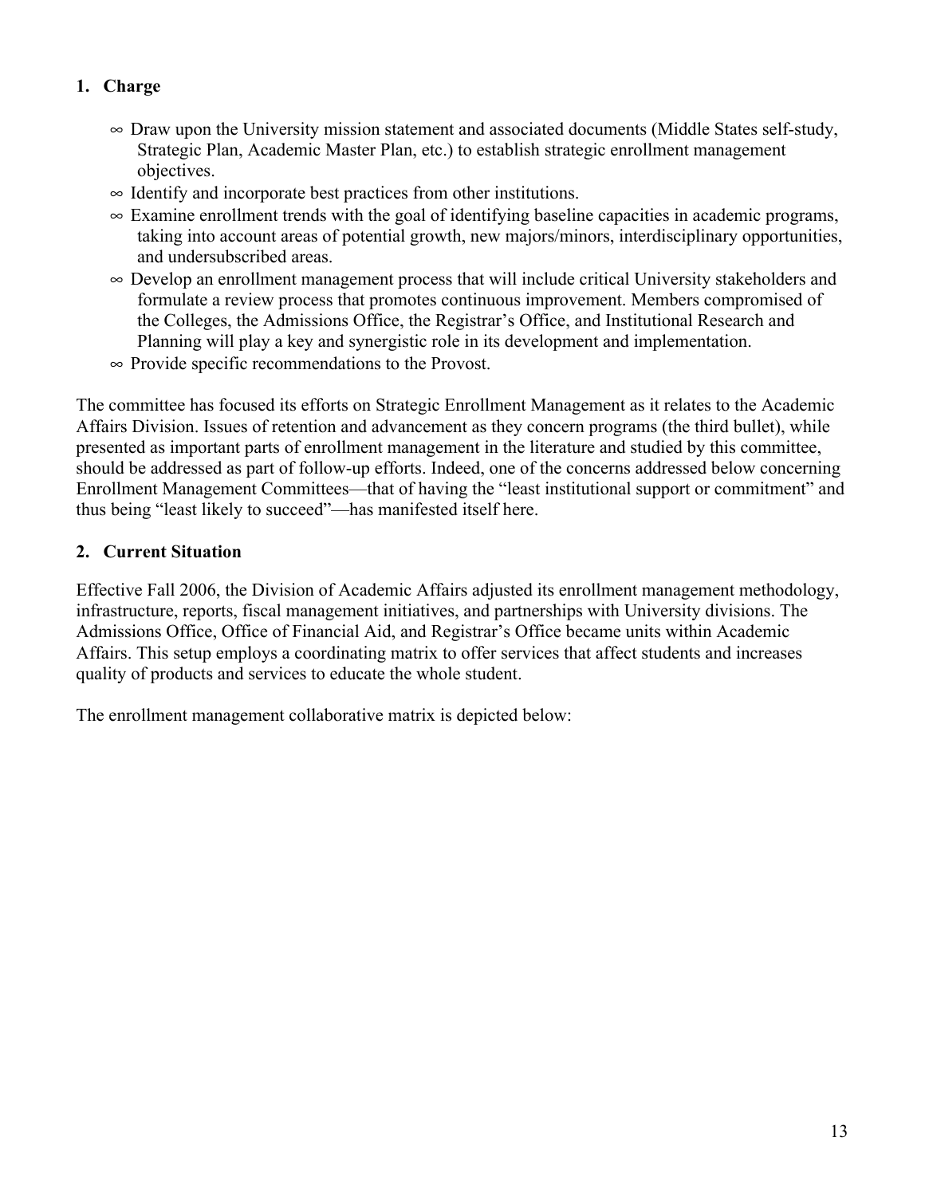## 1. Charge

- Draw upon the University mission statement and associated documents (Middle States self-study, Strategic Plan, Academic Master Plan, etc.) to establish strategic enrollment management objectives.
- Identify and incorporate best practices from other institutions.
- Examine enrollment trends with the goal of identifying baseline capacities in academic programs, taking into account areas of potential growth, new majors/minors, interdisciplinary opportunities, and undersubscribed areas.
- Develop an enrollment management process that will include critical University stakeholders and formulate a review process that promotes continuous improvement. Members compromised of the Colleges, the Admissions Office, the Registrar's Office, and Institutional Research and Planning will play a key and synergistic role in its development and implementation.
- Provide specific recommendations to the Provost.

The committee has focused its efforts on Strategic Enrollment Management as it relates to the Academic Affairs Division. Issues of retention and advancement as they concern programs (the third bullet), while presented as important parts of enrollment management in the literature and studied by this committee, should be addressed as part of follow-up efforts. Indeed, one of the concerns addressed below concerning Enrollment Management Committees—that of having the "least institutional support or commitment" and thus being "least likely to succeed"—has manifested itself here.

## 2. Current Situation

Effective Fall 2006, the Division of Academic Affairs adjusted its enrollment management methodology, infrastructure, reports, fiscal management initiatives, and partnerships with University divisions. The Admissions Office, Office of Financial Aid, and Registrar's Office became units within Academic Affairs. This setup employs a coordinating matrix to offer services that affect students and increases quality of products and services to educate the whole student.

The enrollment management collaborative matrix is depicted below: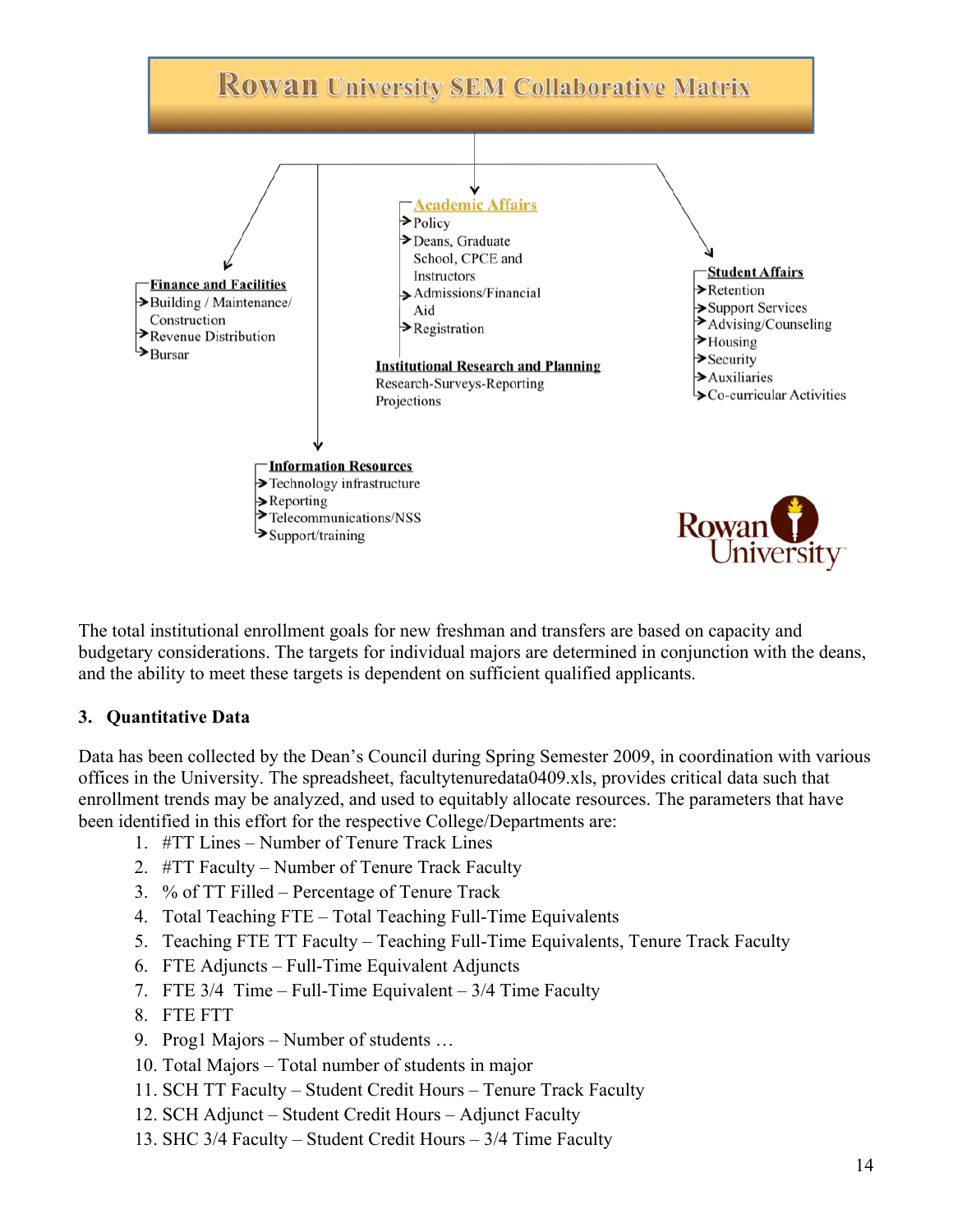# Rowan University SEM Collaborative Matrix

**Academic Affairs**
- Policy
- Deans, Graduate School, CPCE and Instructors
- Admissions/Financial Aid
- Registration

**Institutional Research and Planning**
Research-Surveys-Reporting Projections

**Finance and Facilities**
- Building / Maintenance/ Construction
- Revenue Distribution
- Bursar

**Student Affairs**
- Retention
- Support Services
- Advising/Counseling
- Housing
- Security
- Auxiliaries
- Co-curricular Activities

**Information Resources**
- Technology infrastructure
- Reporting
- Telecommunications/NSS
- Support/training

Rowan University

The total institutional enrollment goals for new freshman and transfers are based on capacity and budgetary considerations. The targets for individual majors are determined in conjunction with the deans, and the ability to meet these targets is dependent on sufficient qualified applicants.

### 3. Quantitative Data

Data has been collected by the Dean's Council during Spring Semester 2009, in coordination with various offices in the University. The spreadsheet, facultytenuredata0409.xls, provides critical data such that enrollment trends may be analyzed, and used to equitably allocate resources. The parameters that have been identified in this effort for the respective College/Departments are:

1. #TT Lines – Number of Tenure Track Lines
2. #TT Faculty – Number of Tenure Track Faculty
3. % of TT Filled – Percentage of Tenure Track
4. Total Teaching FTE – Total Teaching Full-Time Equivalents
5. Teaching FTE TT Faculty – Teaching Full-Time Equivalents, Tenure Track Faculty
6. FTE Adjuncts – Full-Time Equivalent Adjuncts
7. FTE 3/4 Time – Full-Time Equivalent – 3/4 Time Faculty
8. FTE FTT
9. Prog1 Majors – Number of students …
10. Total Majors – Total number of students in major
11. SCH TT Faculty – Student Credit Hours – Tenure Track Faculty
12. SCH Adjunct – Student Credit Hours – Adjunct Faculty
13. SHC 3/4 Faculty – Student Credit Hours – 3/4 Time Faculty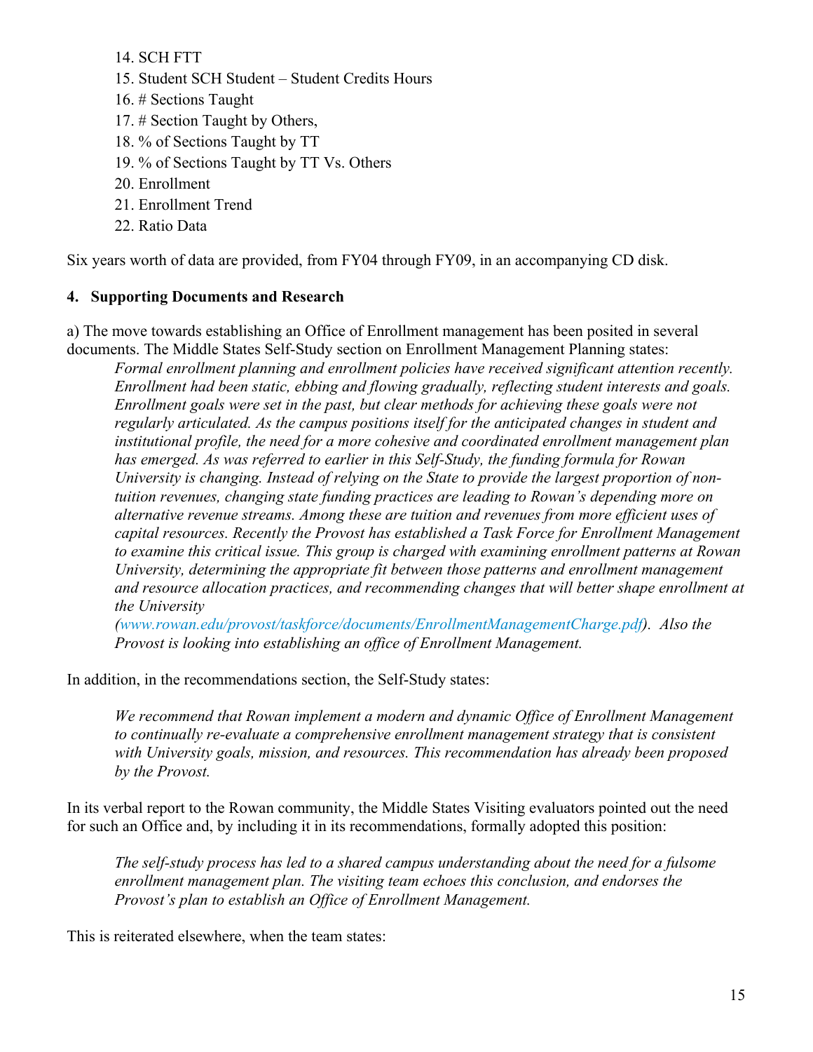14. SCH FTT
15. Student SCH Student – Student Credits Hours
16. # Sections Taught
17. # Section Taught by Others,
18. % of Sections Taught by TT
19. % of Sections Taught by TT Vs. Others
20. Enrollment
21. Enrollment Trend
22. Ratio Data

Six years worth of data are provided, from FY04 through FY09, in an accompanying CD disk.

### 4. Supporting Documents and Research

a) The move towards establishing an Office of Enrollment management has been posited in several documents. The Middle States Self-Study section on Enrollment Management Planning states:

> *Formal enrollment planning and enrollment policies have received significant attention recently. Enrollment had been static, ebbing and flowing gradually, reflecting student interests and goals. Enrollment goals were set in the past, but clear methods for achieving these goals were not regularly articulated. As the campus positions itself for the anticipated changes in student and institutional profile, the need for a more cohesive and coordinated enrollment management plan has emerged. As was referred to earlier in this Self-Study, the funding formula for Rowan University is changing. Instead of relying on the State to provide the largest proportion of non-tuition revenues, changing state funding practices are leading to Rowan's depending more on alternative revenue streams. Among these are tuition and revenues from more efficient uses of capital resources. Recently the Provost has established a Task Force for Enrollment Management to examine this critical issue. This group is charged with examining enrollment patterns at Rowan University, determining the appropriate fit between those patterns and enrollment management and resource allocation practices, and recommending changes that will better shape enrollment at the University (www.rowan.edu/provost/taskforce/documents/EnrollmentManagementCharge.pdf). Also the Provost is looking into establishing an office of Enrollment Management.*

In addition, in the recommendations section, the Self-Study states:

> *We recommend that Rowan implement a modern and dynamic Office of Enrollment Management to continually re-evaluate a comprehensive enrollment management strategy that is consistent with University goals, mission, and resources. This recommendation has already been proposed by the Provost.*

In its verbal report to the Rowan community, the Middle States Visiting evaluators pointed out the need for such an Office and, by including it in its recommendations, formally adopted this position:

> *The self-study process has led to a shared campus understanding about the need for a fulsome enrollment management plan. The visiting team echoes this conclusion, and endorses the Provost's plan to establish an Office of Enrollment Management.*

This is reiterated elsewhere, when the team states: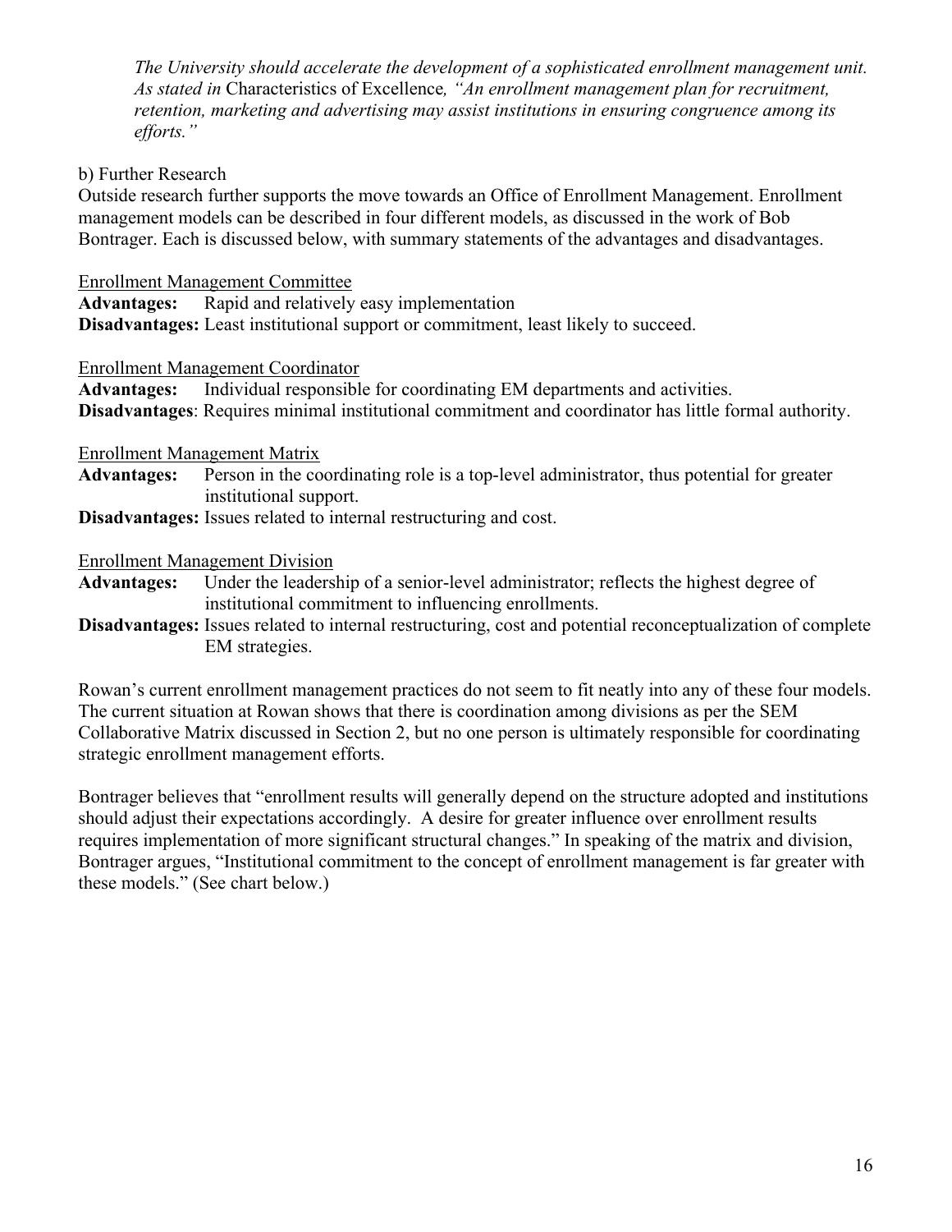*The University should accelerate the development of a sophisticated enrollment management unit. As stated in* Characteristics of Excellence*, "An enrollment management plan for recruitment, retention, marketing and advertising may assist institutions in ensuring congruence among its efforts."*

b) Further Research

Outside research further supports the move towards an Office of Enrollment Management. Enrollment management models can be described in four different models, as discussed in the work of Bob Bontrager. Each is discussed below, with summary statements of the advantages and disadvantages.

<u>Enrollment Management Committee</u>

**Advantages:** Rapid and relatively easy implementation

**Disadvantages:** Least institutional support or commitment, least likely to succeed.

<u>Enrollment Management Coordinator</u>

**Advantages:** Individual responsible for coordinating EM departments and activities.

**Disadvantages**: Requires minimal institutional commitment and coordinator has little formal authority.

<u>Enrollment Management Matrix</u>

**Advantages:** Person in the coordinating role is a top-level administrator, thus potential for greater institutional support.

**Disadvantages:** Issues related to internal restructuring and cost.

<u>Enrollment Management Division</u>

**Advantages:** Under the leadership of a senior-level administrator; reflects the highest degree of institutional commitment to influencing enrollments.

**Disadvantages:** Issues related to internal restructuring, cost and potential reconceptualization of complete EM strategies.

Rowan's current enrollment management practices do not seem to fit neatly into any of these four models. The current situation at Rowan shows that there is coordination among divisions as per the SEM Collaborative Matrix discussed in Section 2, but no one person is ultimately responsible for coordinating strategic enrollment management efforts.

Bontrager believes that "enrollment results will generally depend on the structure adopted and institutions should adjust their expectations accordingly. A desire for greater influence over enrollment results requires implementation of more significant structural changes." In speaking of the matrix and division, Bontrager argues, "Institutional commitment to the concept of enrollment management is far greater with these models." (See chart below.)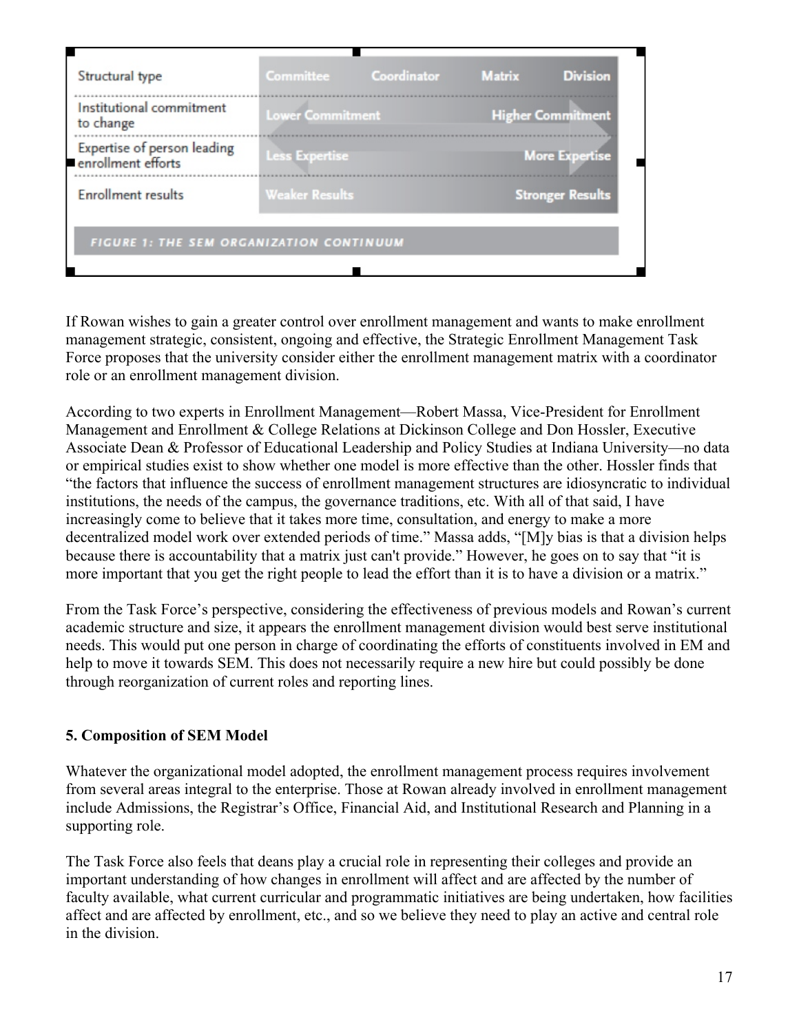| Structural type | Committee | Coordinator | Matrix | Division |
| --- | --- | --- | --- | --- |
| Institutional commitment to change | Lower Commitment | | | Higher Commitment |
| Expertise of person leading enrollment efforts | Less Expertise | | | More Expertise |
| Enrollment results | Weaker Results | | | Stronger Results |

FIGURE 1: THE SEM ORGANIZATION CONTINUUM

If Rowan wishes to gain a greater control over enrollment management and wants to make enrollment management strategic, consistent, ongoing and effective, the Strategic Enrollment Management Task Force proposes that the university consider either the enrollment management matrix with a coordinator role or an enrollment management division.

According to two experts in Enrollment Management—Robert Massa, Vice-President for Enrollment Management and Enrollment & College Relations at Dickinson College and Don Hossler, Executive Associate Dean & Professor of Educational Leadership and Policy Studies at Indiana University—no data or empirical studies exist to show whether one model is more effective than the other. Hossler finds that "the factors that influence the success of enrollment management structures are idiosyncratic to individual institutions, the needs of the campus, the governance traditions, etc. With all of that said, I have increasingly come to believe that it takes more time, consultation, and energy to make a more decentralized model work over extended periods of time." Massa adds, "[M]y bias is that a division helps because there is accountability that a matrix just can't provide." However, he goes on to say that "it is more important that you get the right people to lead the effort than it is to have a division or a matrix."

From the Task Force's perspective, considering the effectiveness of previous models and Rowan's current academic structure and size, it appears the enrollment management division would best serve institutional needs. This would put one person in charge of coordinating the efforts of constituents involved in EM and help to move it towards SEM. This does not necessarily require a new hire but could possibly be done through reorganization of current roles and reporting lines.

**5. Composition of SEM Model**

Whatever the organizational model adopted, the enrollment management process requires involvement from several areas integral to the enterprise. Those at Rowan already involved in enrollment management include Admissions, the Registrar's Office, Financial Aid, and Institutional Research and Planning in a supporting role.

The Task Force also feels that deans play a crucial role in representing their colleges and provide an important understanding of how changes in enrollment will affect and are affected by the number of faculty available, what current curricular and programmatic initiatives are being undertaken, how facilities affect and are affected by enrollment, etc., and so we believe they need to play an active and central role in the division.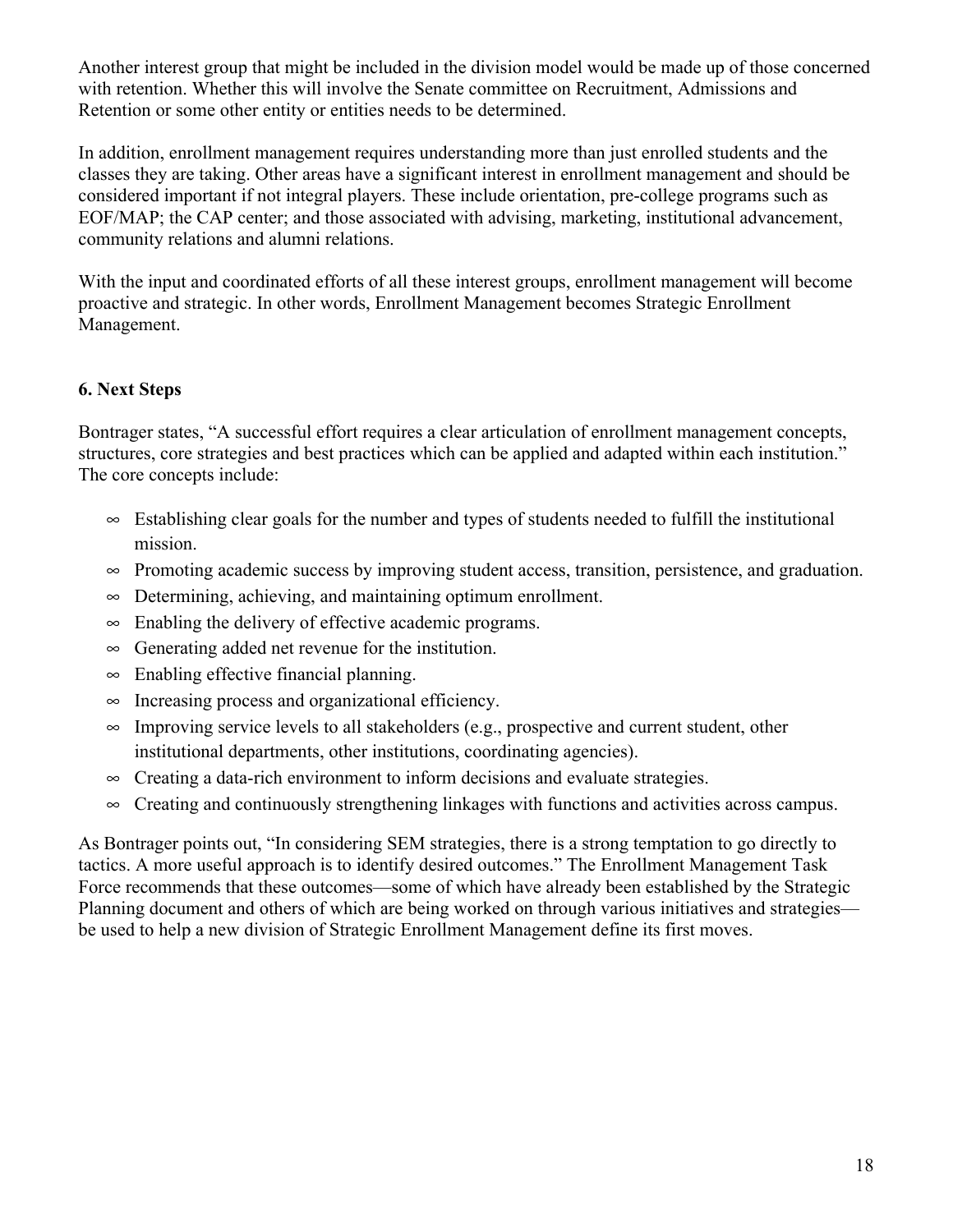Another interest group that might be included in the division model would be made up of those concerned with retention. Whether this will involve the Senate committee on Recruitment, Admissions and Retention or some other entity or entities needs to be determined.

In addition, enrollment management requires understanding more than just enrolled students and the classes they are taking. Other areas have a significant interest in enrollment management and should be considered important if not integral players. These include orientation, pre-college programs such as EOF/MAP; the CAP center; and those associated with advising, marketing, institutional advancement, community relations and alumni relations.

With the input and coordinated efforts of all these interest groups, enrollment management will become proactive and strategic. In other words, Enrollment Management becomes Strategic Enrollment Management.

**6. Next Steps**

Bontrager states, "A successful effort requires a clear articulation of enrollment management concepts, structures, core strategies and best practices which can be applied and adapted within each institution." The core concepts include:

- Establishing clear goals for the number and types of students needed to fulfill the institutional mission.
- Promoting academic success by improving student access, transition, persistence, and graduation.
- Determining, achieving, and maintaining optimum enrollment.
- Enabling the delivery of effective academic programs.
- Generating added net revenue for the institution.
- Enabling effective financial planning.
- Increasing process and organizational efficiency.
- Improving service levels to all stakeholders (e.g., prospective and current student, other institutional departments, other institutions, coordinating agencies).
- Creating a data-rich environment to inform decisions and evaluate strategies.
- Creating and continuously strengthening linkages with functions and activities across campus.

As Bontrager points out, "In considering SEM strategies, there is a strong temptation to go directly to tactics. A more useful approach is to identify desired outcomes." The Enrollment Management Task Force recommends that these outcomes—some of which have already been established by the Strategic Planning document and others of which are being worked on through various initiatives and strategies—be used to help a new division of Strategic Enrollment Management define its first moves.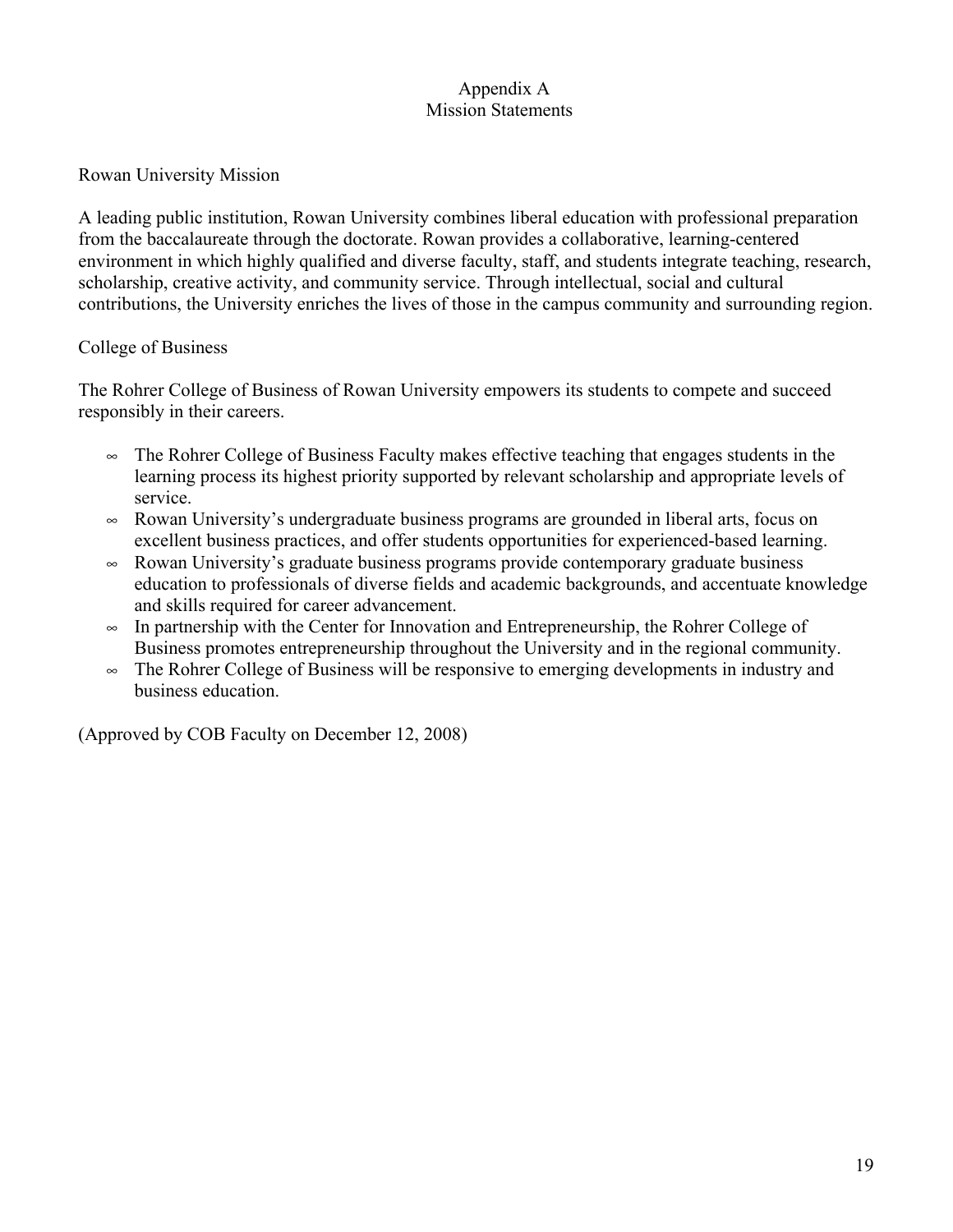# Appendix A
# Mission Statements

## Rowan University Mission

A leading public institution, Rowan University combines liberal education with professional preparation from the baccalaureate through the doctorate. Rowan provides a collaborative, learning-centered environment in which highly qualified and diverse faculty, staff, and students integrate teaching, research, scholarship, creative activity, and community service. Through intellectual, social and cultural contributions, the University enriches the lives of those in the campus community and surrounding region.

## College of Business

The Rohrer College of Business of Rowan University empowers its students to compete and succeed responsibly in their careers.

- The Rohrer College of Business Faculty makes effective teaching that engages students in the learning process its highest priority supported by relevant scholarship and appropriate levels of service.
- Rowan University's undergraduate business programs are grounded in liberal arts, focus on excellent business practices, and offer students opportunities for experienced-based learning.
- Rowan University's graduate business programs provide contemporary graduate business education to professionals of diverse fields and academic backgrounds, and accentuate knowledge and skills required for career advancement.
- In partnership with the Center for Innovation and Entrepreneurship, the Rohrer College of Business promotes entrepreneurship throughout the University and in the regional community.
- The Rohrer College of Business will be responsive to emerging developments in industry and business education.

(Approved by COB Faculty on December 12, 2008)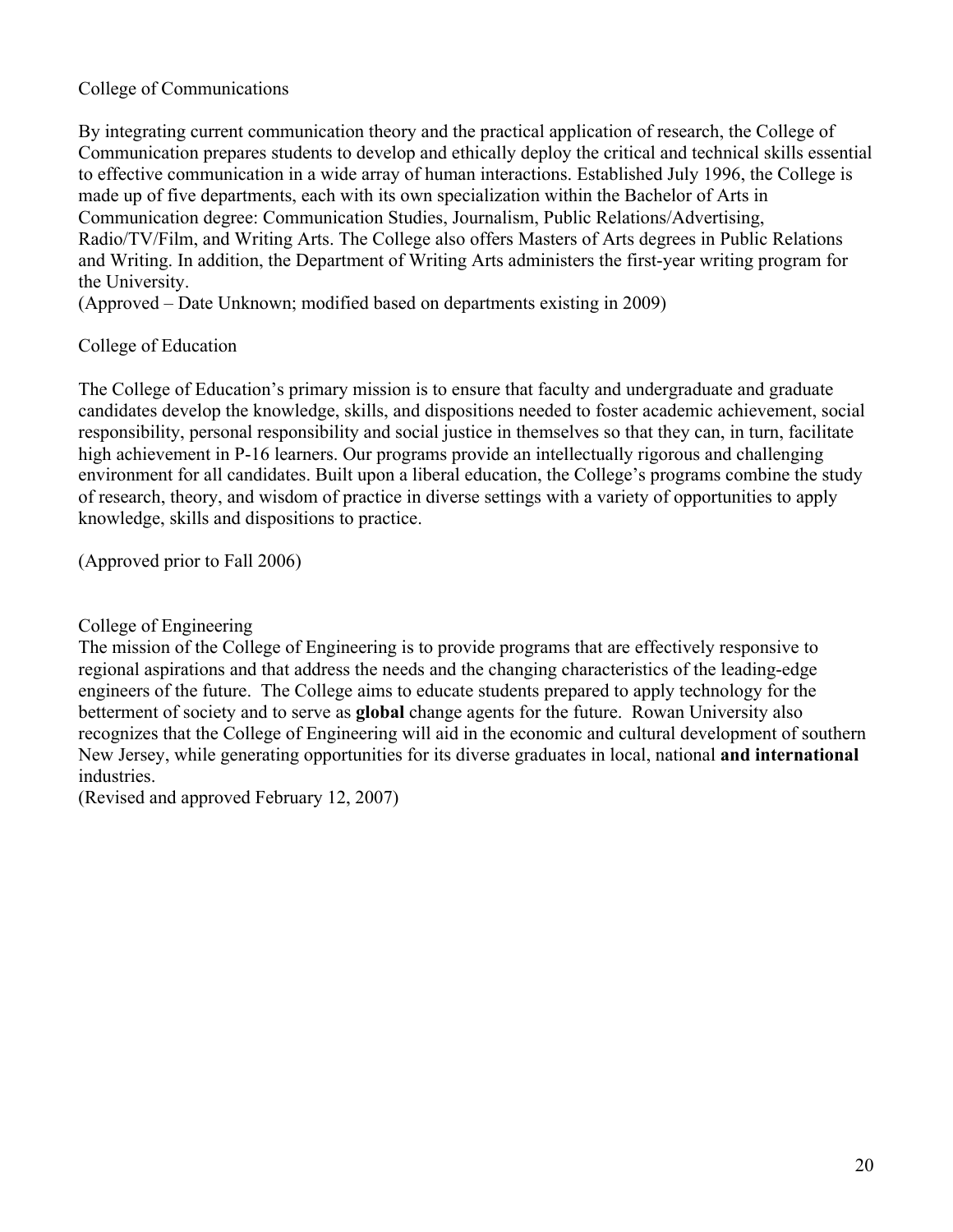## College of Communications

By integrating current communication theory and the practical application of research, the College of Communication prepares students to develop and ethically deploy the critical and technical skills essential to effective communication in a wide array of human interactions. Established July 1996, the College is made up of five departments, each with its own specialization within the Bachelor of Arts in Communication degree: Communication Studies, Journalism, Public Relations/Advertising, Radio/TV/Film, and Writing Arts. The College also offers Masters of Arts degrees in Public Relations and Writing. In addition, the Department of Writing Arts administers the first-year writing program for the University.
(Approved – Date Unknown; modified based on departments existing in 2009)

## College of Education

The College of Education's primary mission is to ensure that faculty and undergraduate and graduate candidates develop the knowledge, skills, and dispositions needed to foster academic achievement, social responsibility, personal responsibility and social justice in themselves so that they can, in turn, facilitate high achievement in P-16 learners. Our programs provide an intellectually rigorous and challenging environment for all candidates. Built upon a liberal education, the College's programs combine the study of research, theory, and wisdom of practice in diverse settings with a variety of opportunities to apply knowledge, skills and dispositions to practice.

(Approved prior to Fall 2006)

## College of Engineering

The mission of the College of Engineering is to provide programs that are effectively responsive to regional aspirations and that address the needs and the changing characteristics of the leading-edge engineers of the future. The College aims to educate students prepared to apply technology for the betterment of society and to serve as **global** change agents for the future. Rowan University also recognizes that the College of Engineering will aid in the economic and cultural development of southern New Jersey, while generating opportunities for its diverse graduates in local, national **and international** industries.
(Revised and approved February 12, 2007)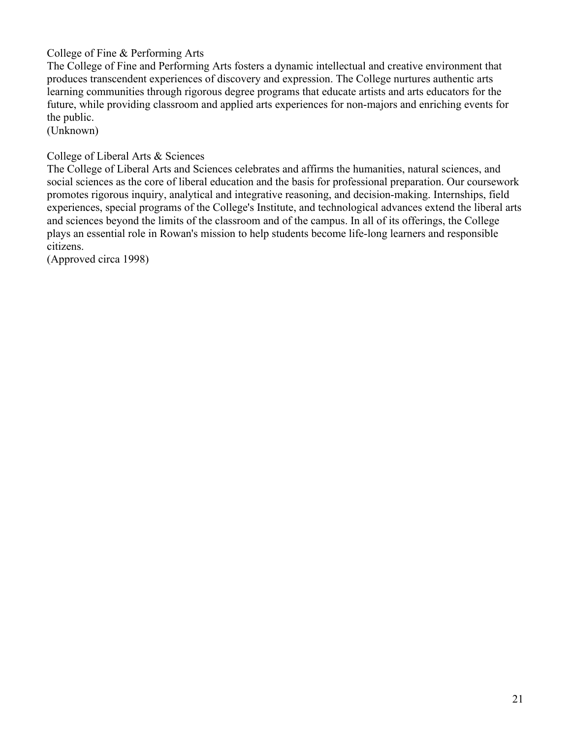College of Fine & Performing Arts

The College of Fine and Performing Arts fosters a dynamic intellectual and creative environment that produces transcendent experiences of discovery and expression. The College nurtures authentic arts learning communities through rigorous degree programs that educate artists and arts educators for the future, while providing classroom and applied arts experiences for non-majors and enriching events for the public.
(Unknown)

College of Liberal Arts & Sciences

The College of Liberal Arts and Sciences celebrates and affirms the humanities, natural sciences, and social sciences as the core of liberal education and the basis for professional preparation. Our coursework promotes rigorous inquiry, analytical and integrative reasoning, and decision-making. Internships, field experiences, special programs of the College's Institute, and technological advances extend the liberal arts and sciences beyond the limits of the classroom and of the campus. In all of its offerings, the College plays an essential role in Rowan's mission to help students become life-long learners and responsible citizens.
(Approved circa 1998)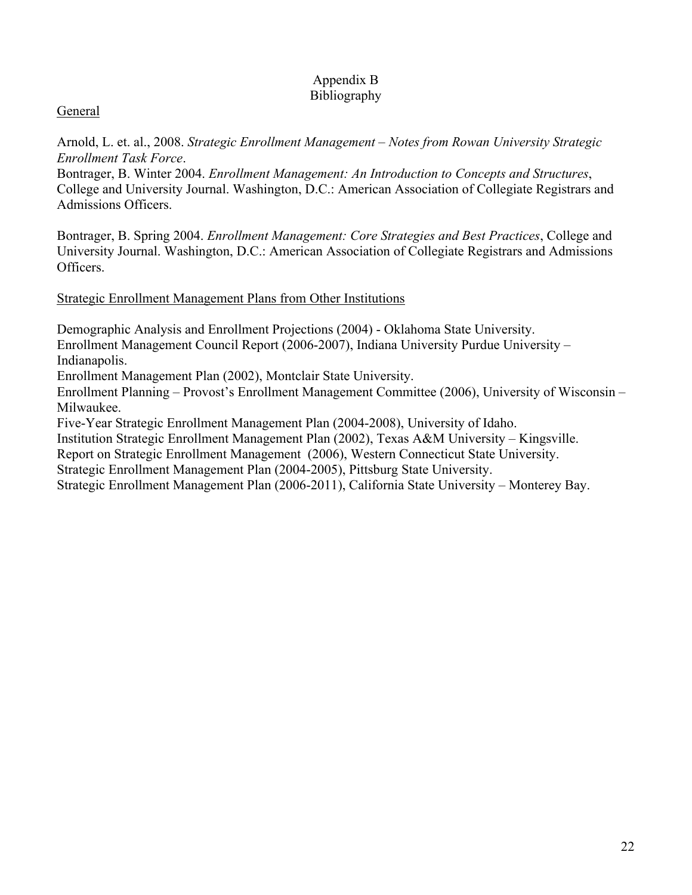# Appendix B
# Bibliography

<u>General</u>

Arnold, L. et. al., 2008. *Strategic Enrollment Management – Notes from Rowan University Strategic Enrollment Task Force*.
Bontrager, B. Winter 2004. *Enrollment Management: An Introduction to Concepts and Structures*, College and University Journal. Washington, D.C.: American Association of Collegiate Registrars and Admissions Officers.

Bontrager, B. Spring 2004. *Enrollment Management: Core Strategies and Best Practices*, College and University Journal. Washington, D.C.: American Association of Collegiate Registrars and Admissions Officers.

<u>Strategic Enrollment Management Plans from Other Institutions</u>

Demographic Analysis and Enrollment Projections (2004) - Oklahoma State University.
Enrollment Management Council Report (2006-2007), Indiana University Purdue University – Indianapolis.
Enrollment Management Plan (2002), Montclair State University.
Enrollment Planning – Provost's Enrollment Management Committee (2006), University of Wisconsin – Milwaukee.
Five-Year Strategic Enrollment Management Plan (2004-2008), University of Idaho.
Institution Strategic Enrollment Management Plan (2002), Texas A&M University – Kingsville.
Report on Strategic Enrollment Management (2006), Western Connecticut State University.
Strategic Enrollment Management Plan (2004-2005), Pittsburg State University.
Strategic Enrollment Management Plan (2006-2011), California State University – Monterey Bay.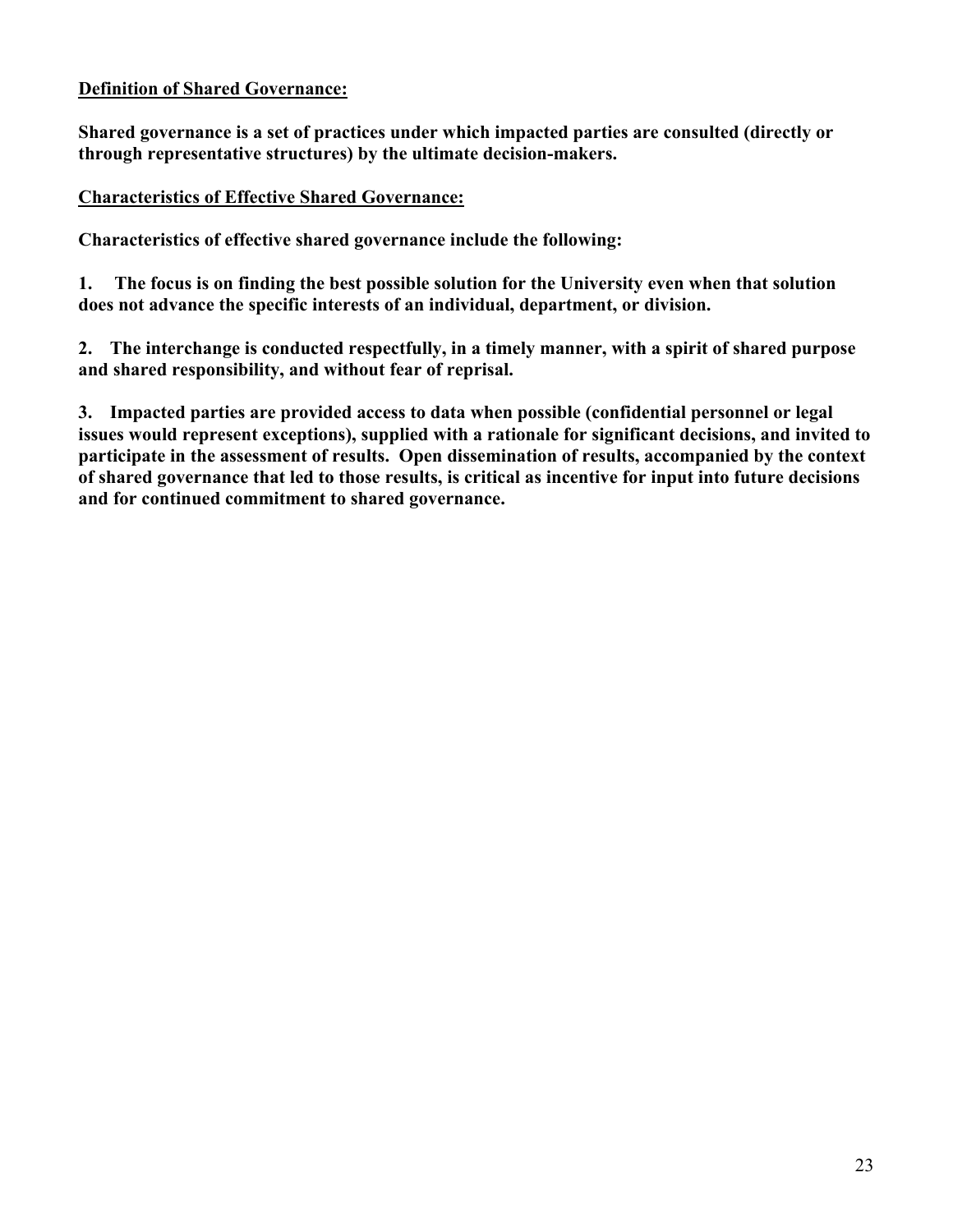**<u>Definition of Shared Governance:</u>**

**Shared governance is a set of practices under which impacted parties are consulted (directly or through representative structures) by the ultimate decision-makers.**

**<u>Characteristics of Effective Shared Governance:</u>**

**Characteristics of effective shared governance include the following:**

**1. The focus is on finding the best possible solution for the University even when that solution does not advance the specific interests of an individual, department, or division.**

**2. The interchange is conducted respectfully, in a timely manner, with a spirit of shared purpose and shared responsibility, and without fear of reprisal.**

**3. Impacted parties are provided access to data when possible (confidential personnel or legal issues would represent exceptions), supplied with a rationale for significant decisions, and invited to participate in the assessment of results. Open dissemination of results, accompanied by the context of shared governance that led to those results, is critical as incentive for input into future decisions and for continued commitment to shared governance.**